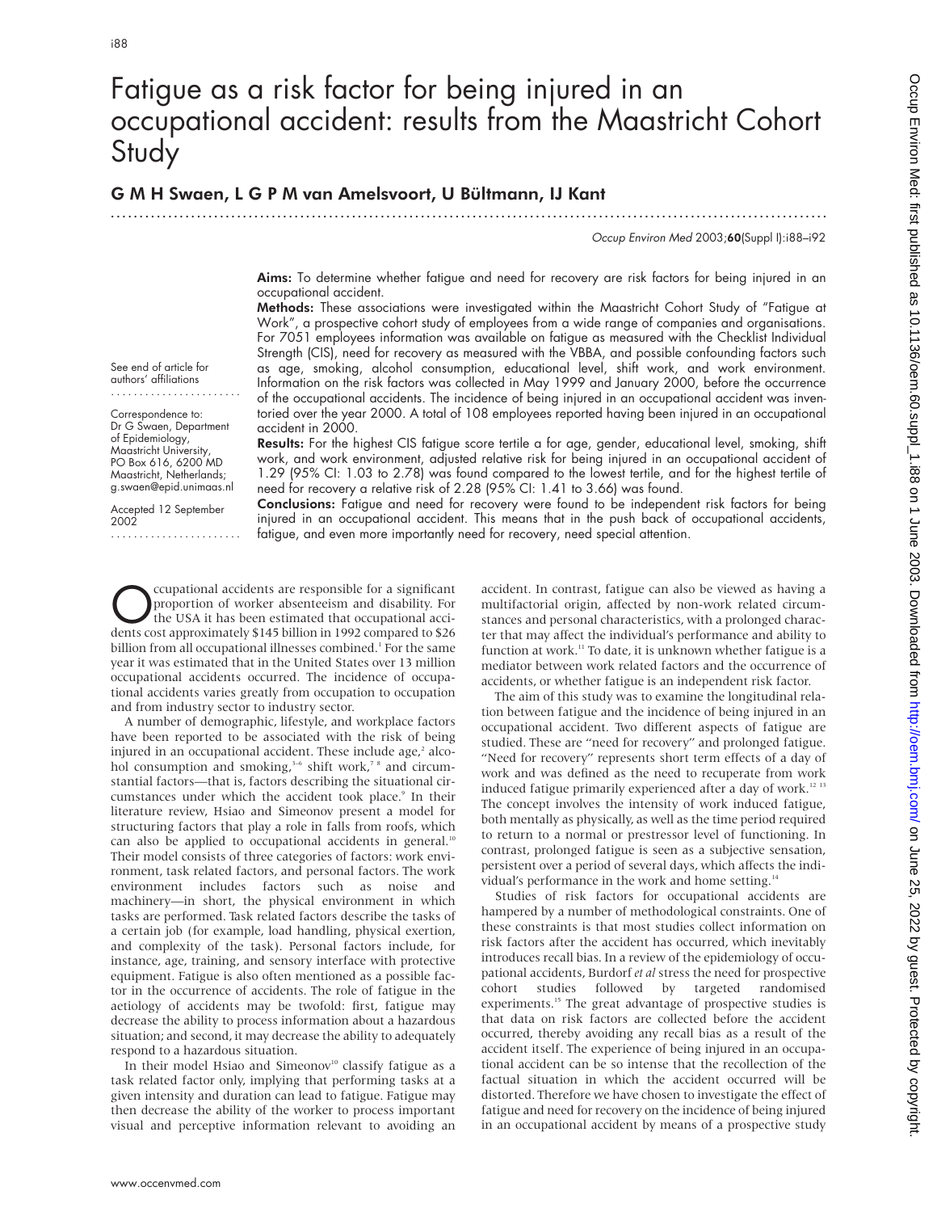# Fatigue as a risk factor for being injured in an occupational accident: results from the Maastricht Cohort Study

## G M H Swaen, L G P M van Amelsvoort, U Bültmann, IJ Kant

See end of article for authors' affiliations

Correspondence to: Dr G Swaen, Department of Epidemiology, Maastricht University, PO Box 616, 6200 MD Maastricht, Netherlands; g.swaen@epid.unimaas.nl

Accepted 12 September 2002

**Aims:** To determine whether fatigue and need for recovery are risk factors for being injured in an occupational accident.

**Methods:** These associations were investigated within the Maastricht Cohort Study of "Fatigue at Work", a prospective cohort study of employees from a wide range of companies and organisations. For 7051 employees information was available on fatigue as measured with the Checklist Individual Strength (CIS), need for recovery as measured with the VBBA, and possible confounding factors such as age, smoking, alcohol consumption, educational level, shift work, and work environment. Information on the risk factors was collected in May 1999 and January 2000, before the occurrence of the occupational accidents. The incidence of being injured in an occupational accident was inventoried over the year 2000. A total of 108 employees reported having been injured in an occupational accident in 2000.

**Results:** For the highest CIS fatigue score tertile a for age, gender, educational level, smoking, shift work, and work environment, adjusted relative risk for being injured in an occupational accident of 1.29 (95% CI: 1.03 to 2.78) was found compared to the lowest tertile, and for the highest tertile of need for recovery a relative risk of 2.28 (95% CI: 1.41 to 3.66) was found.

**Conclusions:** Fatigue and need for recovery were found to be independent risk factors for being injured in an occupational accident. This means that in the push back of occupational accidents, fatigue, and even more importantly need for recovery, need special attention.

Occupational accidents are responsible for a significant proportion of worker absenteeism and disability. For the USA it has been estimated that occupational accidents cost approximately $145 billion in 1992 compared to $26 billion from all occupational illnesses combined.[1] For the same year it was estimated that in the United States over 13 million occupational accidents occurred. The incidence of occupational accidents varies greatly from occupation to occupation and from industry sector to industry sector.

A number of demographic, lifestyle, and workplace factors have been reported to be associated with the risk of being injured in an occupational accident. These include age,[2] alcohol consumption and smoking,[3–6] shift work,[7 8] and circumstantial factors—that is, factors describing the situational circumstances under which the accident took place.[9] In their literature review, Hsiao and Simeonov present a model for structuring factors that play a role in falls from roofs, which can also be applied to occupational accidents in general.[10] Their model consists of three categories of factors: work environment, task related factors, and personal factors. The work environment includes factors such as noise and machinery—in short, the physical environment in which tasks are performed. Task related factors describe the tasks of a certain job (for example, load handling, physical exertion, and complexity of the task). Personal factors include, for instance, age, training, and sensory interface with protective equipment. Fatigue is also often mentioned as a possible factor in the occurrence of accidents. The role of fatigue in the aetiology of accidents may be twofold: first, fatigue may decrease the ability to process information about a hazardous situation; and second, it may decrease the ability to adequately respond to a hazardous situation.

In their model Hsiao and Simeonov[10] classify fatigue as a task related factor only, implying that performing tasks at a given intensity and duration can lead to fatigue. Fatigue may then decrease the ability of the worker to process important visual and perceptive information relevant to avoiding an accident. In contrast, fatigue can also be viewed as having a multifactorial origin, affected by non-work related circumstances and personal characteristics, with a prolonged character that may affect the individual's performance and ability to function at work.[11] To date, it is unknown whether fatigue is a mediator between work related factors and the occurrence of accidents, or whether fatigue is an independent risk factor.

The aim of this study was to examine the longitudinal relation between fatigue and the incidence of being injured in an occupational accident. Two different aspects of fatigue are studied. These are "need for recovery" and prolonged fatigue. "Need for recovery" represents short term effects of a day of work and was defined as the need to recuperate from work induced fatigue primarily experienced after a day of work.[12 13] The concept involves the intensity of work induced fatigue, both mentally as physically, as well as the time period required to return to a normal or prestressor level of functioning. In contrast, prolonged fatigue is seen as a subjective sensation, persistent over a period of several days, which affects the individual's performance in the work and home setting.[14]

Studies of risk factors for occupational accidents are hampered by a number of methodological constraints. One of these constraints is that most studies collect information on risk factors after the accident has occurred, which inevitably introduces recall bias. In a review of the epidemiology of occupational accidents, Burdorf *et al* stress the need for prospective cohort studies followed by targeted randomised experiments.[15] The great advantage of prospective studies is that data on risk factors are collected before the accident occurred, thereby avoiding any recall bias as a result of the accident itself. The experience of being injured in an occupational accident can be so intense that the recollection of the factual situation in which the accident occurred will be distorted. Therefore we have chosen to investigate the effect of fatigue and need for recovery on the incidence of being injured in an occupational accident by means of a prospective study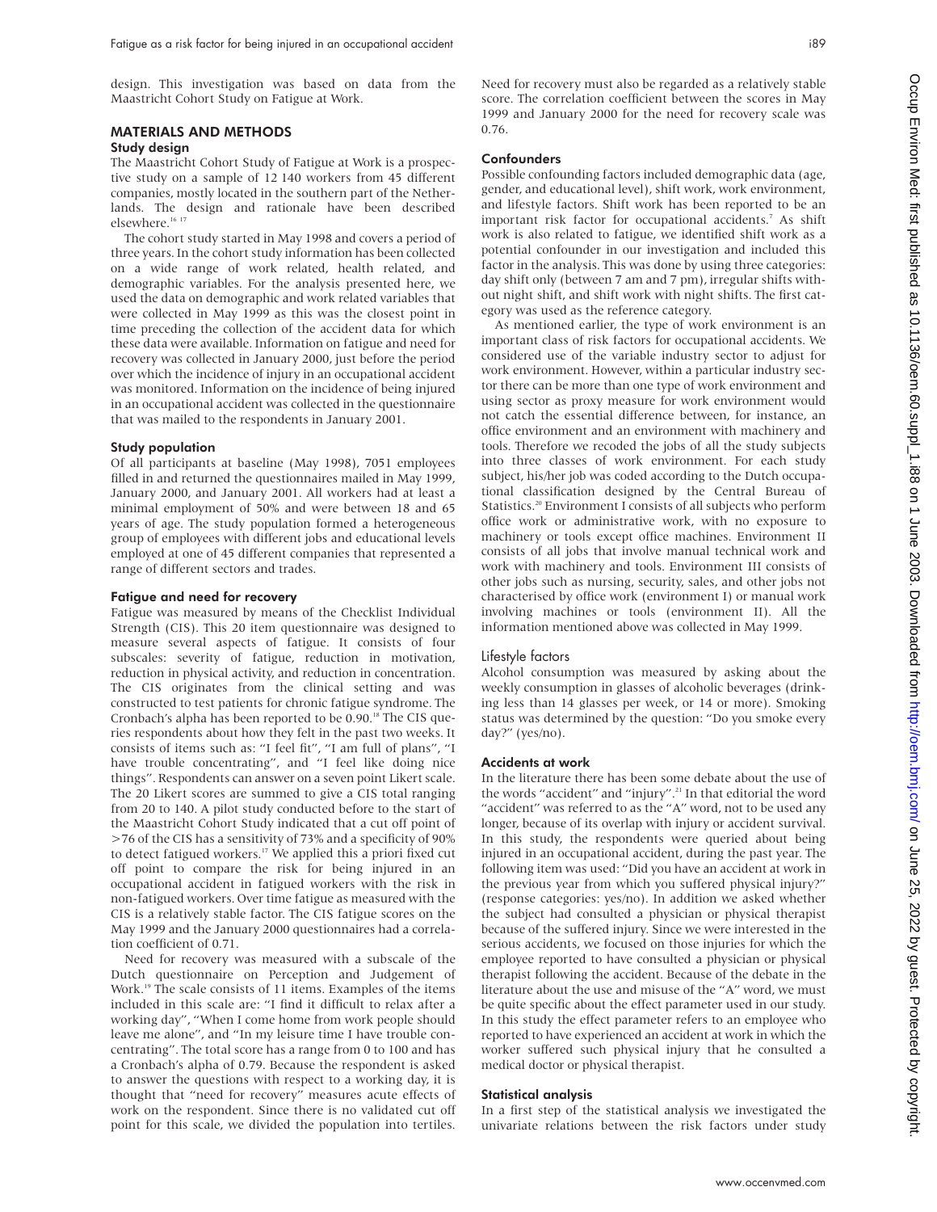design. This investigation was based on data from the Maastricht Cohort Study on Fatigue at Work.

## MATERIALS AND METHODS

### Study design

The Maastricht Cohort Study of Fatigue at Work is a prospective study on a sample of 12 140 workers from 45 different companies, mostly located in the southern part of the Netherlands. The design and rationale have been described elsewhere.[16 17]

The cohort study started in May 1998 and covers a period of three years. In the cohort study information has been collected on a wide range of work related, health related, and demographic variables. For the analysis presented here, we used the data on demographic and work related variables that were collected in May 1999 as this was the closest point in time preceding the collection of the accident data for which these data were available. Information on fatigue and need for recovery was collected in January 2000, just before the period over which the incidence of injury in an occupational accident was monitored. Information on the incidence of being injured in an occupational accident was collected in the questionnaire that was mailed to the respondents in January 2001.

### Study population

Of all participants at baseline (May 1998), 7051 employees filled in and returned the questionnaires mailed in May 1999, January 2000, and January 2001. All workers had at least a minimal employment of 50% and were between 18 and 65 years of age. The study population formed a heterogeneous group of employees with different jobs and educational levels employed at one of 45 different companies that represented a range of different sectors and trades.

### Fatigue and need for recovery

Fatigue was measured by means of the Checklist Individual Strength (CIS). This 20 item questionnaire was designed to measure several aspects of fatigue. It consists of four subscales: severity of fatigue, reduction in motivation, reduction in physical activity, and reduction in concentration. The CIS originates from the clinical setting and was constructed to test patients for chronic fatigue syndrome. The Cronbach's alpha has been reported to be 0.90.[18] The CIS queries respondents about how they felt in the past two weeks. It consists of items such as: "I feel fit", "I am full of plans", "I have trouble concentrating", and "I feel like doing nice things". Respondents can answer on a seven point Likert scale. The 20 Likert scores are summed to give a CIS total ranging from 20 to 140. A pilot study conducted before to the start of the Maastricht Cohort Study indicated that a cut off point of >76 of the CIS has a sensitivity of 73% and a specificity of 90% to detect fatigued workers.[17] We applied this a priori fixed cut off point to compare the risk for being injured in an occupational accident in fatigued workers with the risk in non-fatigued workers. Over time fatigue as measured with the CIS is a relatively stable factor. The CIS fatigue scores on the May 1999 and the January 2000 questionnaires had a correlation coefficient of 0.71.

Need for recovery was measured with a subscale of the Dutch questionnaire on Perception and Judgement of Work.[19] The scale consists of 11 items. Examples of the items included in this scale are: "I find it difficult to relax after a working day", "When I come home from work people should leave me alone", and "In my leisure time I have trouble concentrating". The total score has a range from 0 to 100 and has a Cronbach's alpha of 0.79. Because the respondent is asked to answer the questions with respect to a working day, it is thought that "need for recovery" measures acute effects of work on the respondent. Since there is no validated cut off point for this scale, we divided the population into tertiles. Need for recovery must also be regarded as a relatively stable score. The correlation coefficient between the scores in May 1999 and January 2000 for the need for recovery scale was 0.76.

### Confounders

Possible confounding factors included demographic data (age, gender, and educational level), shift work, work environment, and lifestyle factors. Shift work has been reported to be an important risk factor for occupational accidents.[7] As shift work is also related to fatigue, we identified shift work as a potential confounder in our investigation and included this factor in the analysis. This was done by using three categories: day shift only (between 7 am and 7 pm), irregular shifts without night shift, and shift work with night shifts. The first category was used as the reference category.

As mentioned earlier, the type of work environment is an important class of risk factors for occupational accidents. We considered use of the variable industry sector to adjust for work environment. However, within a particular industry sector there can be more than one type of work environment and using sector as proxy measure for work environment would not catch the essential difference between, for instance, an office environment and an environment with machinery and tools. Therefore we recoded the jobs of all the study subjects into three classes of work environment. For each study subject, his/her job was coded according to the Dutch occupational classification designed by the Central Bureau of Statistics.[20] Environment I consists of all subjects who perform office work or administrative work, with no exposure to machinery or tools except office machines. Environment II consists of all jobs that involve manual technical work and work with machinery and tools. Environment III consists of other jobs such as nursing, security, sales, and other jobs not characterised by office work (environment I) or manual work involving machines or tools (environment II). All the information mentioned above was collected in May 1999.

### Lifestyle factors

Alcohol consumption was measured by asking about the weekly consumption in glasses of alcoholic beverages (drinking less than 14 glasses per week, or 14 or more). Smoking status was determined by the question: "Do you smoke every day?" (yes/no).

### Accidents at work

In the literature there has been some debate about the use of the words "accident" and "injury".[21] In that editorial the word "accident" was referred to as the "A" word, not to be used any longer, because of its overlap with injury or accident survival. In this study, the respondents were queried about being injured in an occupational accident, during the past year. The following item was used: "Did you have an accident at work in the previous year from which you suffered physical injury?" (response categories: yes/no). In addition we asked whether the subject had consulted a physician or physical therapist because of the suffered injury. Since we were interested in the serious accidents, we focused on those injuries for which the employee reported to have consulted a physician or physical therapist following the accident. Because of the debate in the literature about the use and misuse of the "A" word, we must be quite specific about the effect parameter used in our study. In this study the effect parameter refers to an employee who reported to have experienced an accident at work in which the worker suffered such physical injury that he consulted a medical doctor or physical therapist.

### Statistical analysis

In a first step of the statistical analysis we investigated the univariate relations between the risk factors under study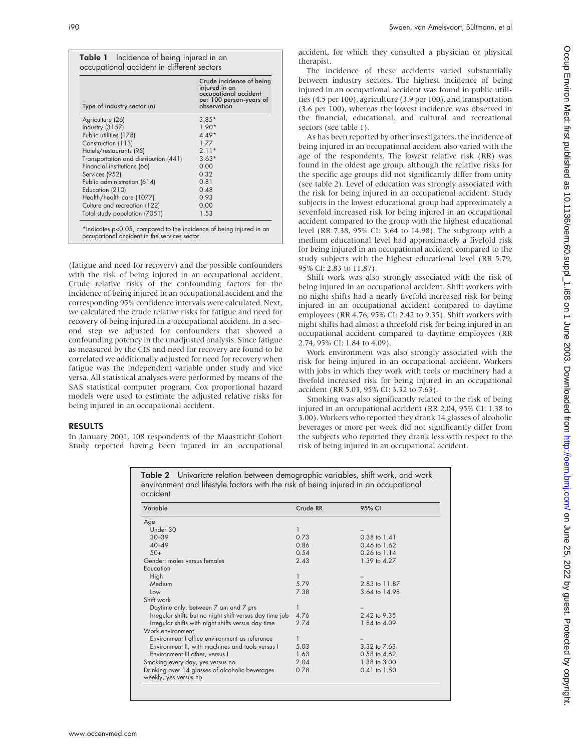**Table 1** Incidence of being injured in an occupational accident in different sectors

| Type of industry sector (n) | Crude incidence of being injured in an occupational accident per 100 person-years of observation |
|---|---|
| Agriculture (26) | 3.85* |
| Industry (3157) | 1.90* |
| Public utilities (178) | 4.49* |
| Construction (113) | 1.77 |
| Hotels/restaurants (95) | 2.11* |
| Transportation and distribution (441) | 3.63* |
| Financial institutions (66) | 0.00 |
| Services (952) | 0.32 |
| Public administration (614) | 0.81 |
| Education (210) | 0.48 |
| Health/health care (1077) | 0.93 |
| Culture and recreation (122) | 0.00 |
| Total study population (7051) | 1.53 |

*Indicates $p<0.05$, compared to the incidence of being injured in an occupational accident in the services sector.

(fatigue and need for recovery) and the possible confounders with the risk of being injured in an occupational accident. Crude relative risks of the confounding factors for the incidence of being injured in an occupational accident and the corresponding 95% confidence intervals were calculated. Next, we calculated the crude relative risks for fatigue and need for recovery of being injured in a occupational accident. In a second step we adjusted for confounders that showed a confounding potency in the unadjusted analysis. Since fatigue as measured by the CIS and need for recovery are found to be correlated we additionally adjusted for need for recovery when fatigue was the independent variable under study and vice versa. All statistical analyses were performed by means of the SAS statistical computer program. Cox proportional hazard models were used to estimate the adjusted relative risks for being injured in an occupational accident.

## RESULTS

In January 2001, 108 respondents of the Maastricht Cohort Study reported having been injured in an occupational accident, for which they consulted a physician or physical therapist.

The incidence of these accidents varied substantially between industry sectors. The highest incidence of being injured in an occupational accident was found in public utilities (4.5 per 100), agriculture (3.9 per 100), and transportation (3.6 per 100), whereas the lowest incidence was observed in the financial, educational, and cultural and recreational sectors (see table 1).

As has been reported by other investigators, the incidence of being injured in an occupational accident also varied with the age of the respondents. The lowest relative risk (RR) was found in the oldest age group, although the relative risks for the specific age groups did not significantly differ from unity (see table 2). Level of education was strongly associated with the risk for being injured in an occupational accident. Study subjects in the lowest educational group had approximately a sevenfold increased risk for being injured in an occupational accident compared to the group with the highest educational level (RR 7.38, 95% CI: 3.64 to 14.98). The subgroup with a medium educational level had approximately a fivefold risk for being injured in an occupational accident compared to the study subjects with the highest educational level (RR 5.79, 95% CI: 2.83 to 11.87).

Shift work was also strongly associated with the risk of being injured in an occupational accident. Shift workers with no night shifts had a nearly fivefold increased risk for being injured in an occupational accident compared to daytime employees (RR 4.76, 95% CI: 2.42 to 9.35). Shift workers with night shifts had almost a threefold risk for being injured in an occupational accident compared to daytime employees (RR 2.74, 95% CI: 1.84 to 4.09).

Work environment was also strongly associated with the risk for being injured in an occupational accident. Workers with jobs in which they work with tools or machinery had a fivefold increased risk for being injured in an occupational accident (RR 5.03, 95% CI: 3.32 to 7.63).

Smoking was also significantly related to the risk of being injured in an occupational accident (RR 2.04, 95% CI: 1.38 to 3.00). Workers who reported they drank 14 glasses of alcoholic beverages or more per week did not significantly differ from the subjects who reported they drank less with respect to the risk of being injured in an occupational accident.

**Table 2** Univariate relation between demographic variables, shift work, and work environment and lifestyle factors with the risk of being injured in an occupational accident

| Variable | Crude RR | 95% CI |
|---|---|---|
| Age | | |
| Under 30 | 1 | – |
| 30–39 | 0.73 | 0.38 to 1.41 |
| 40–49 | 0.86 | 0.46 to 1.62 |
| 50+ | 0.54 | 0.26 to 1.14 |
| Gender: males versus females | 2.43 | 1.39 to 4.27 |
| Education | | |
| High | 1 | – |
| Medium | 5.79 | 2.83 to 11.87 |
| Low | 7.38 | 3.64 to 14.98 |
| Shift work | | |
| Daytime only, between 7 am and 7 pm | 1 | – |
| Irregular shifts but no night shift versus day time job | 4.76 | 2.42 to 9.35 |
| Irregular shifts with night shifts versus day time | 2.74 | 1.84 to 4.09 |
| Work environment | | |
| Environment I office environment as reference | 1 | – |
| Environment II, with machines and tools versus I | 5.03 | 3.32 to 7.63 |
| Environment III other, versus I | 1.63 | 0.58 to 4.62 |
| Smoking every day, yes versus no | 2.04 | 1.38 to 3.00 |
| Drinking over 14 glasses of alcoholic beverages weekly, yes versus no | 0.78 | 0.41 to 1.50 |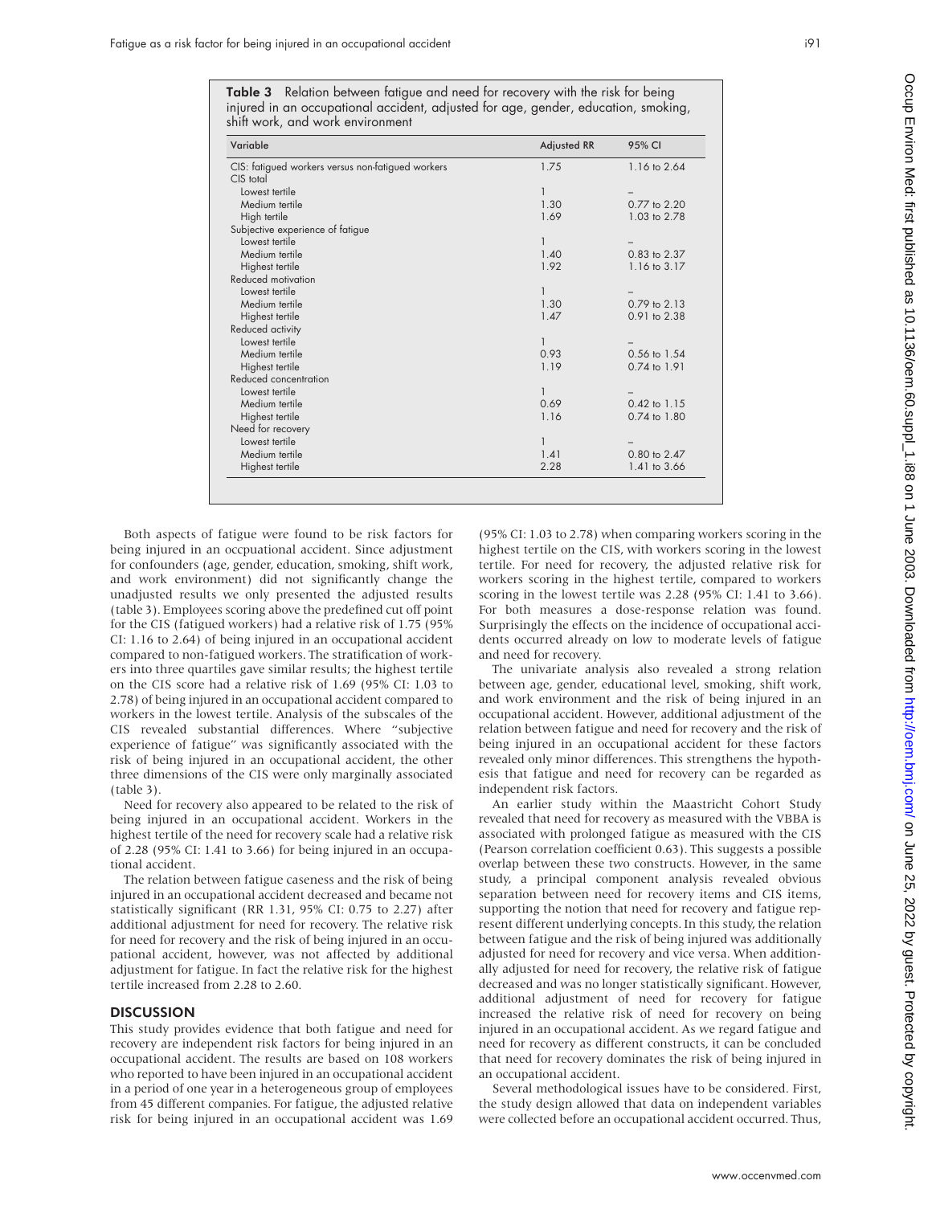**Table 3** Relation between fatigue and need for recovery with the risk for being injured in an occupational accident, adjusted for age, gender, education, smoking, shift work, and work environment

| Variable | Adjusted RR | 95% CI |
|---|---|---|
| CIS: fatigued workers versus non-fatigued workers | 1.75 | 1.16 to 2.64 |
| CIS total | | |
| Lowest tertile | 1 | – |
| Medium tertile | 1.30 | 0.77 to 2.20 |
| High tertile | 1.69 | 1.03 to 2.78 |
| Subjective experience of fatigue | | |
| Lowest tertile | 1 | – |
| Medium tertile | 1.40 | 0.83 to 2.37 |
| Highest tertile | 1.92 | 1.16 to 3.17 |
| Reduced motivation | | |
| Lowest tertile | 1 | – |
| Medium tertile | 1.30 | 0.79 to 2.13 |
| Highest tertile | 1.47 | 0.91 to 2.38 |
| Reduced activity | | |
| Lowest tertile | 1 | – |
| Medium tertile | 0.93 | 0.56 to 1.54 |
| Highest tertile | 1.19 | 0.74 to 1.91 |
| Reduced concentration | | |
| Lowest tertile | 1 | – |
| Medium tertile | 0.69 | 0.42 to 1.15 |
| Highest tertile | 1.16 | 0.74 to 1.80 |
| Need for recovery | | |
| Lowest tertile | 1 | – |
| Medium tertile | 1.41 | 0.80 to 2.47 |
| Highest tertile | 2.28 | 1.41 to 3.66 |

Both aspects of fatigue were found to be risk factors for being injured in an occpuational accident. Since adjustment for confounders (age, gender, education, smoking, shift work, and work environment) did not significantly change the unadjusted results we only presented the adjusted results (table 3). Employees scoring above the predefined cut off point for the CIS (fatigued workers) had a relative risk of 1.75 (95% CI: 1.16 to 2.64) of being injured in an occupational accident compared to non-fatigued workers. The stratification of workers into three quartiles gave similar results; the highest tertile on the CIS score had a relative risk of 1.69 (95% CI: 1.03 to 2.78) of being injured in an occupational accident compared to workers in the lowest tertile. Analysis of the subscales of the CIS revealed substantial differences. Where "subjective experience of fatigue" was significantly associated with the risk of being injured in an occupational accident, the other three dimensions of the CIS were only marginally associated (table 3).

Need for recovery also appeared to be related to the risk of being injured in an occupational accident. Workers in the highest tertile of the need for recovery scale had a relative risk of 2.28 (95% CI: 1.41 to 3.66) for being injured in an occupational accident.

The relation between fatigue caseness and the risk of being injured in an occupational accident decreased and became not statistically significant (RR 1.31, 95% CI: 0.75 to 2.27) after additional adjustment for need for recovery. The relative risk for need for recovery and the risk of being injured in an occupational accident, however, was not affected by additional adjustment for fatigue. In fact the relative risk for the highest tertile increased from 2.28 to 2.60.

## DISCUSSION

This study provides evidence that both fatigue and need for recovery are independent risk factors for being injured in an occupational accident. The results are based on 108 workers who reported to have been injured in an occupational accident in a period of one year in a heterogeneous group of employees from 45 different companies. For fatigue, the adjusted relative risk for being injured in an occupational accident was 1.69 (95% CI: 1.03 to 2.78) when comparing workers scoring in the highest tertile on the CIS, with workers scoring in the lowest tertile. For need for recovery, the adjusted relative risk for workers scoring in the highest tertile, compared to workers scoring in the lowest tertile was 2.28 (95% CI: 1.41 to 3.66). For both measures a dose-response relation was found. Surprisingly the effects on the incidence of occupational accidents occurred already on low to moderate levels of fatigue and need for recovery.

The univariate analysis also revealed a strong relation between age, gender, educational level, smoking, shift work, and work environment and the risk of being injured in an occupational accident. However, additional adjustment of the relation between fatigue and need for recovery and the risk of being injured in an occupational accident for these factors revealed only minor differences. This strengthens the hypothesis that fatigue and need for recovery can be regarded as independent risk factors.

An earlier study within the Maastricht Cohort Study revealed that need for recovery as measured with the VBBA is associated with prolonged fatigue as measured with the CIS (Pearson correlation coefficient 0.63). This suggests a possible overlap between these two constructs. However, in the same study, a principal component analysis revealed obvious separation between need for recovery items and CIS items, supporting the notion that need for recovery and fatigue represent different underlying concepts. In this study, the relation between fatigue and the risk of being injured was additionally adjusted for need for recovery and vice versa. When additionally adjusted for need for recovery, the relative risk of fatigue decreased and was no longer statistically significant. However, additional adjustment of need for recovery for fatigue increased the relative risk of need for recovery on being injured in an occupational accident. As we regard fatigue and need for recovery as different constructs, it can be concluded that need for recovery dominates the risk of being injured in an occupational accident.

Several methodological issues have to be considered. First, the study design allowed that data on independent variables were collected before an occupational accident occurred. Thus,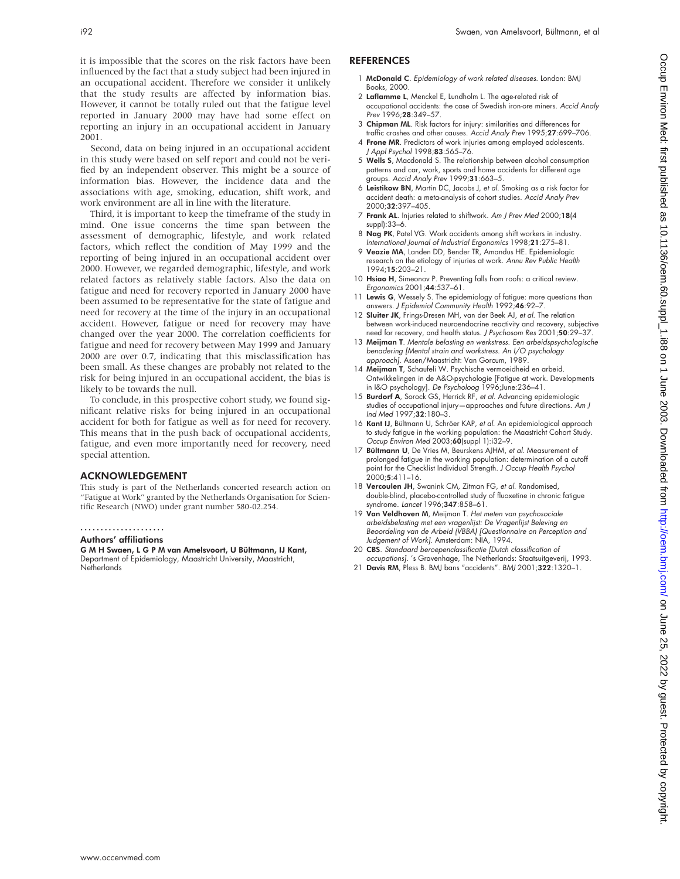it is impossible that the scores on the risk factors have been influenced by the fact that a study subject had been injured in an occupational accident. Therefore we consider it unlikely that the study results are affected by information bias. However, it cannot be totally ruled out that the fatigue level reported in January 2000 may have had some effect on reporting an injury in an occupational accident in January 2001.

Second, data on being injured in an occupational accident in this study were based on self report and could not be verified by an independent observer. This might be a source of information bias. However, the incidence data and the associations with age, smoking, education, shift work, and work environment are all in line with the literature.

Third, it is important to keep the timeframe of the study in mind. One issue concerns the time span between the assessment of demographic, lifestyle, and work related factors, which reflect the condition of May 1999 and the reporting of being injured in an occupational accident over 2000. However, we regarded demographic, lifestyle, and work related factors as relatively stable factors. Also the data on fatigue and need for recovery reported in January 2000 have been assumed to be representative for the state of fatigue and need for recovery at the time of the injury in an occupational accident. However, fatigue or need for recovery may have changed over the year 2000. The correlation coefficients for fatigue and need for recovery between May 1999 and January 2000 are over 0.7, indicating that this misclassification has been small. As these changes are probably not related to the risk for being injured in an occupational accident, the bias is likely to be towards the null.

To conclude, in this prospective cohort study, we found significant relative risks for being injured in an occupational accident for both for fatigue as well as for need for recovery. This means that in the push back of occupational accidents, fatigue, and even more importantly need for recovery, need special attention.

## ACKNOWLEDGEMENT

This study is part of the Netherlands concerted research action on "Fatigue at Work" granted by the Netherlands Organisation for Scientific Research (NWO) under grant number 580-02.254.

### Authors' affiliations

**G M H Swaen, L G P M van Amelsvoort, U Bültmann, IJ Kant,** Department of Epidemiology, Maastricht University, Maastricht, Netherlands

## REFERENCES

1. **McDonald C**. *Epidemiology of work related diseases*. London: BMJ Books, 2000.
2. **Laflamme L**, Menckel E, Lundholm L. The age-related risk of occupational accidents: the case of Swedish iron-ore miners. *Accid Analy Prev* 1996;**28**:349–57.
3. **Chipman ML**. Risk factors for injury: similarities and differences for traffic crashes and other causes. *Accid Analy Prev* 1995;**27**:699–706.
4. **Frone MR**. Predictors of work injuries among employed adolescents. *J Appl Psychol* 1998;**83**:565–76.
5. **Wells S**, Macdonald S. The relationship between alcohol consumption patterns and car, work, sports and home accidents for different age groups. *Accid Analy Prev* 1999;**31**:663–5.
6. **Leistikow BN**, Martin DC, Jacobs J, *et al*. Smoking as a risk factor for accident death: a meta-analysis of cohort studies. *Accid Analy Prev* 2000;**32**:397–405.
7. **Frank AL**. Injuries related to shiftwork. *Am J Prev Med* 2000;**18**(4 suppl):33–6.
8. **Nag PK**, Patel VG. Work accidents among shift workers in industry. *International Journal of Industrial Ergonomics* 1998;**21**:275–81.
9. **Veazie MA**, Landen DD, Bender TR, Amandus HE. Epidemiologic research on the etiology of injuries at work. *Annu Rev Public Health* 1994;**15**:203–21.
10. **Hsiao H**, Simeonov P. Preventing falls from roofs: a critical review. *Ergonomics* 2001;**44**:537–61.
11. **Lewis G**, Wessely S. The epidemiology of fatigue: more questions than answers. *J Epidemiol Community Health* 1992;**46**:92–7.
12. **Sluiter JK**, Frings-Dresen MH, van der Beek AJ, *et al*. The relation between work-induced neuroendocrine reactivity and recovery, subjective need for recovery, and health status. *J Psychosom Res* 2001;**50**:29–37.
13. **Meijman T**. *Mentale belasting en werkstress. Een arbeidspsychologische benadering [Mental strain and workstress. An I/O psychology approach]*. Assen/Maastricht: Van Gorcum, 1989.
14. **Meijman T**, Schaufeli W. Psychische vermoeidheid en arbeid. Ontwikkelingen in de A&O-psychologie [Fatigue at work. Developments in I&O psychology]. *De Psycholoog* 1996;June:236–41.
15. **Burdorf A**, Sorock GS, Herrick RF, *et al*. Advancing epidemiologic studies of occupational injury—approaches and future directions. *Am J Ind Med* 1997;**32**:180–3.
16. **Kant IJ**, Bültmann U, Schröer KAP, *et al*. An epidemiological approach to study fatigue in the working population: the Maastricht Cohort Study. *Occup Environ Med* 2003;**60**(suppl 1):i32–9.
17. **Bültmann U**, De Vries M, Beurskens AJHM, *et al*. Measurement of prolonged fatigue in the working population: determination of a cutoff point for the Checklist Individual Strength. *J Occup Health Psychol* 2000;**5**:411–16.
18. **Vercoulen JH**, Swanink CM, Zitman FG, *et al*. Randomised, double-blind, placebo-controlled study of fluoxetine in chronic fatigue syndrome. *Lancet* 1996;**347**:858–61.
19. **Van Veldhoven M**, Meijman T. *Het meten van psychosociale arbeidsbelasting met een vragenlijst: De Vragenlijst Beleving en Beoordeling van de Arbeid (VBBA) [Questionnaire on Perception and Judgement of Work]*. Amsterdam: NIA, 1994.
20. **CBS**. *Standaard beroepenclassificatie [Dutch classification of occupations]*. 's Gravenhage, The Netherlands: Staatsuitgeverij, 1993.
21. **Davis RM**, Pless B. BMJ bans "accidents". *BMJ* 2001;**322**:1320–1.